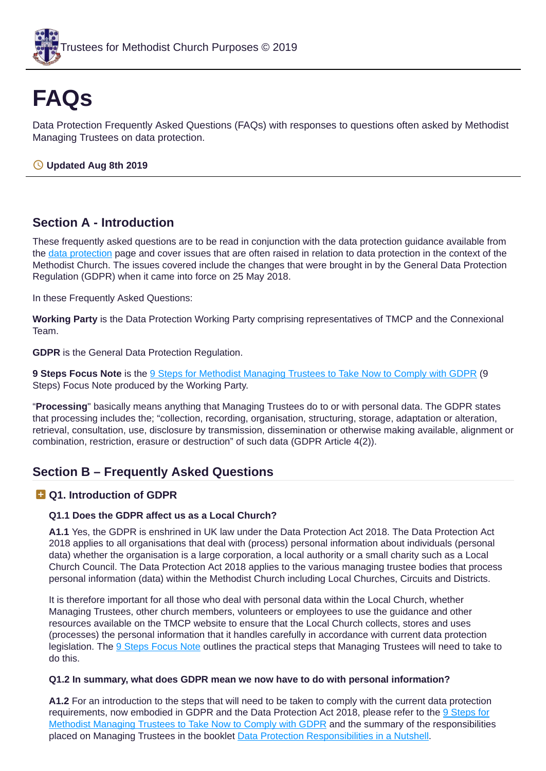Trustees for Methodist Church Purposes © 2019

# FAQs

Data Protection Frequently Asked Questions (FAQs) with responses to questions often asked by Methodist Managing Trustees on data protection.

**Updated Aug 8th 2019**

## Section A - Introduction

These frequently asked questions are to be read in conjunction with the data protection guidance available from the data protection page and cover issues that are often raised in relation to data protection in the context of the Methodist Church. The issues covered include the changes that were brought in by the General Data Protection Regulation (GDPR) when it came into force on 25 May 2018.

In these Frequently Asked Questions:

**Working Party** is the Data Protection Working Party comprising representatives of TMCP and the Connexional Team.

**GDPR** is the General Data Protection Regulation.

**9 Steps Focus Note** is the 9 Steps for Methodist Managing Trustees to Take Now to Comply with GDPR (9 Steps) Focus Note produced by the Working Party.

"**Processing**" basically means anything that Managing Trustees do to or with personal data. The GDPR states that processing includes the; "collection, recording, organisation, structuring, storage, adaptation or alteration, retrieval, consultation, use, disclosure by transmission, dissemination or otherwise making available, alignment or combination, restriction, erasure or destruction" of such data (GDPR Article 4(2)).

## Section B – Frequently Asked Questions

### Q1. Introduction of GDPR

#### Q1.1 Does the GDPR affect us as a Local Church?

**A1.1** Yes, the GDPR is enshrined in UK law under the Data Protection Act 2018. The Data Protection Act 2018 applies to all organisations that deal with (process) personal information about individuals (personal data) whether the organisation is a large corporation, a local authority or a small charity such as a Local Church Council. The Data Protection Act 2018 applies to the various managing trustee bodies that process personal information (data) within the Methodist Church including Local Churches, Circuits and Districts.

It is therefore important for all those who deal with personal data within the Local Church, whether Managing Trustees, other church members, volunteers or employees to use the guidance and other resources available on the TMCP website to ensure that the Local Church collects, stores and uses (processes) the personal information that it handles carefully in accordance with current data protection legislation. The 9 Steps Focus Note outlines the practical steps that Managing Trustees will need to take to do this.

#### Q1.2 In summary, what does GDPR mean we now have to do with personal information?

**A1.2** For an introduction to the steps that will need to be taken to comply with the current data protection requirements, now embodied in GDPR and the Data Protection Act 2018, please refer to the 9 Steps for Methodist Managing Trustees to Take Now to Comply with GDPR and the summary of the responsibilities placed on Managing Trustees in the booklet Data Protection Responsibilities in a Nutshell.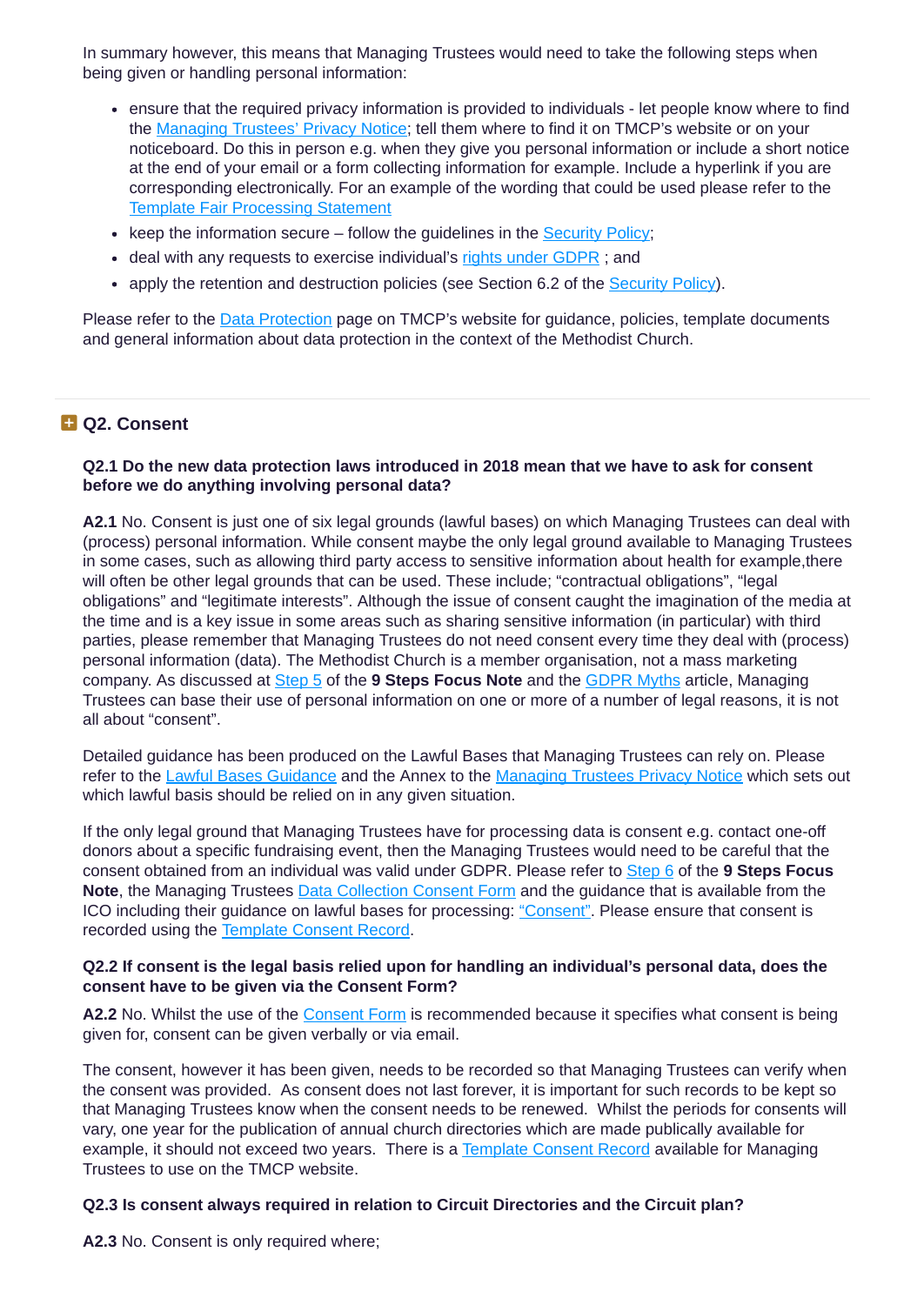In summary however, this means that Managing Trustees would need to take the following steps when being given or handling personal information:

- ensure that the required privacy information is provided to individuals - let people know where to find the Managing Trustees' Privacy Notice; tell them where to find it on TMCP's website or on your noticeboard. Do this in person e.g. when they give you personal information or include a short notice at the end of your email or a form collecting information for example. Include a hyperlink if you are corresponding electronically. For an example of the wording that could be used please refer to the Template Fair Processing Statement
- keep the information secure – follow the guidelines in the Security Policy;
- deal with any requests to exercise individual's rights under GDPR ; and
- apply the retention and destruction policies (see Section 6.2 of the Security Policy).

Please refer to the Data Protection page on TMCP's website for guidance, policies, template documents and general information about data protection in the context of the Methodist Church.

## Q2. Consent

**Q2.1 Do the new data protection laws introduced in 2018 mean that we have to ask for consent before we do anything involving personal data?**

**A2.1** No. Consent is just one of six legal grounds (lawful bases) on which Managing Trustees can deal with (process) personal information. While consent maybe the only legal ground available to Managing Trustees in some cases, such as allowing third party access to sensitive information about health for example,there will often be other legal grounds that can be used. These include; "contractual obligations", "legal obligations" and "legitimate interests". Although the issue of consent caught the imagination of the media at the time and is a key issue in some areas such as sharing sensitive information (in particular) with third parties, please remember that Managing Trustees do not need consent every time they deal with (process) personal information (data). The Methodist Church is a member organisation, not a mass marketing company. As discussed at Step 5 of the **9 Steps Focus Note** and the GDPR Myths article, Managing Trustees can base their use of personal information on one or more of a number of legal reasons, it is not all about "consent".

Detailed guidance has been produced on the Lawful Bases that Managing Trustees can rely on. Please refer to the Lawful Bases Guidance and the Annex to the Managing Trustees Privacy Notice which sets out which lawful basis should be relied on in any given situation.

If the only legal ground that Managing Trustees have for processing data is consent e.g. contact one-off donors about a specific fundraising event, then the Managing Trustees would need to be careful that the consent obtained from an individual was valid under GDPR. Please refer to Step 6 of the **9 Steps Focus Note**, the Managing Trustees Data Collection Consent Form and the guidance that is available from the ICO including their guidance on lawful bases for processing: "Consent". Please ensure that consent is recorded using the Template Consent Record.

**Q2.2 If consent is the legal basis relied upon for handling an individual's personal data, does the consent have to be given via the Consent Form?**

**A2.2** No. Whilst the use of the Consent Form is recommended because it specifies what consent is being given for, consent can be given verbally or via email.

The consent, however it has been given, needs to be recorded so that Managing Trustees can verify when the consent was provided. As consent does not last forever, it is important for such records to be kept so that Managing Trustees know when the consent needs to be renewed. Whilst the periods for consents will vary, one year for the publication of annual church directories which are made publically available for example, it should not exceed two years. There is a Template Consent Record available for Managing Trustees to use on the TMCP website.

**Q2.3 Is consent always required in relation to Circuit Directories and the Circuit plan?**

**A2.3** No. Consent is only required where;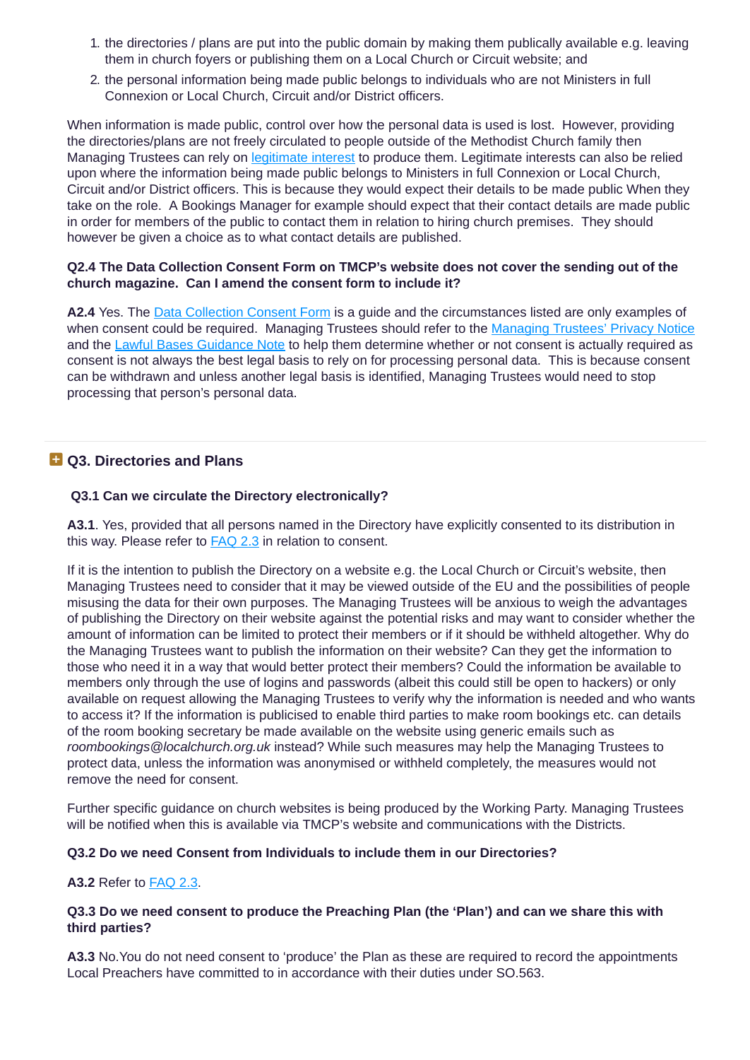1. the directories / plans are put into the public domain by making them publically available e.g. leaving them in church foyers or publishing them on a Local Church or Circuit website; and
2. the personal information being made public belongs to individuals who are not Ministers in full Connexion or Local Church, Circuit and/or District officers.

When information is made public, control over how the personal data is used is lost. However, providing the directories/plans are not freely circulated to people outside of the Methodist Church family then Managing Trustees can rely on legitimate interest to produce them. Legitimate interests can also be relied upon where the information being made public belongs to Ministers in full Connexion or Local Church, Circuit and/or District officers. This is because they would expect their details to be made public When they take on the role. A Bookings Manager for example should expect that their contact details are made public in order for members of the public to contact them in relation to hiring church premises. They should however be given a choice as to what contact details are published.

**Q2.4 The Data Collection Consent Form on TMCP's website does not cover the sending out of the church magazine. Can I amend the consent form to include it?**

**A2.4** Yes. The Data Collection Consent Form is a guide and the circumstances listed are only examples of when consent could be required. Managing Trustees should refer to the Managing Trustees' Privacy Notice and the Lawful Bases Guidance Note to help them determine whether or not consent is actually required as consent is not always the best legal basis to rely on for processing personal data. This is because consent can be withdrawn and unless another legal basis is identified, Managing Trustees would need to stop processing that person's personal data.

## Q3. Directories and Plans

**Q3.1 Can we circulate the Directory electronically?**

**A3.1**. Yes, provided that all persons named in the Directory have explicitly consented to its distribution in this way. Please refer to FAQ 2.3 in relation to consent.

If it is the intention to publish the Directory on a website e.g. the Local Church or Circuit's website, then Managing Trustees need to consider that it may be viewed outside of the EU and the possibilities of people misusing the data for their own purposes. The Managing Trustees will be anxious to weigh the advantages of publishing the Directory on their website against the potential risks and may want to consider whether the amount of information can be limited to protect their members or if it should be withheld altogether. Why do the Managing Trustees want to publish the information on their website? Can they get the information to those who need it in a way that would better protect their members? Could the information be available to members only through the use of logins and passwords (albeit this could still be open to hackers) or only available on request allowing the Managing Trustees to verify why the information is needed and who wants to access it? If the information is publicised to enable third parties to make room bookings etc. can details of the room booking secretary be made available on the website using generic emails such as *roombookings@localchurch.org.uk* instead? While such measures may help the Managing Trustees to protect data, unless the information was anonymised or withheld completely, the measures would not remove the need for consent.

Further specific guidance on church websites is being produced by the Working Party. Managing Trustees will be notified when this is available via TMCP's website and communications with the Districts.

**Q3.2 Do we need Consent from Individuals to include them in our Directories?**

**A3.2** Refer to FAQ 2.3.

**Q3.3 Do we need consent to produce the Preaching Plan (the 'Plan') and can we share this with third parties?**

**A3.3** No.You do not need consent to 'produce' the Plan as these are required to record the appointments Local Preachers have committed to in accordance with their duties under SO.563.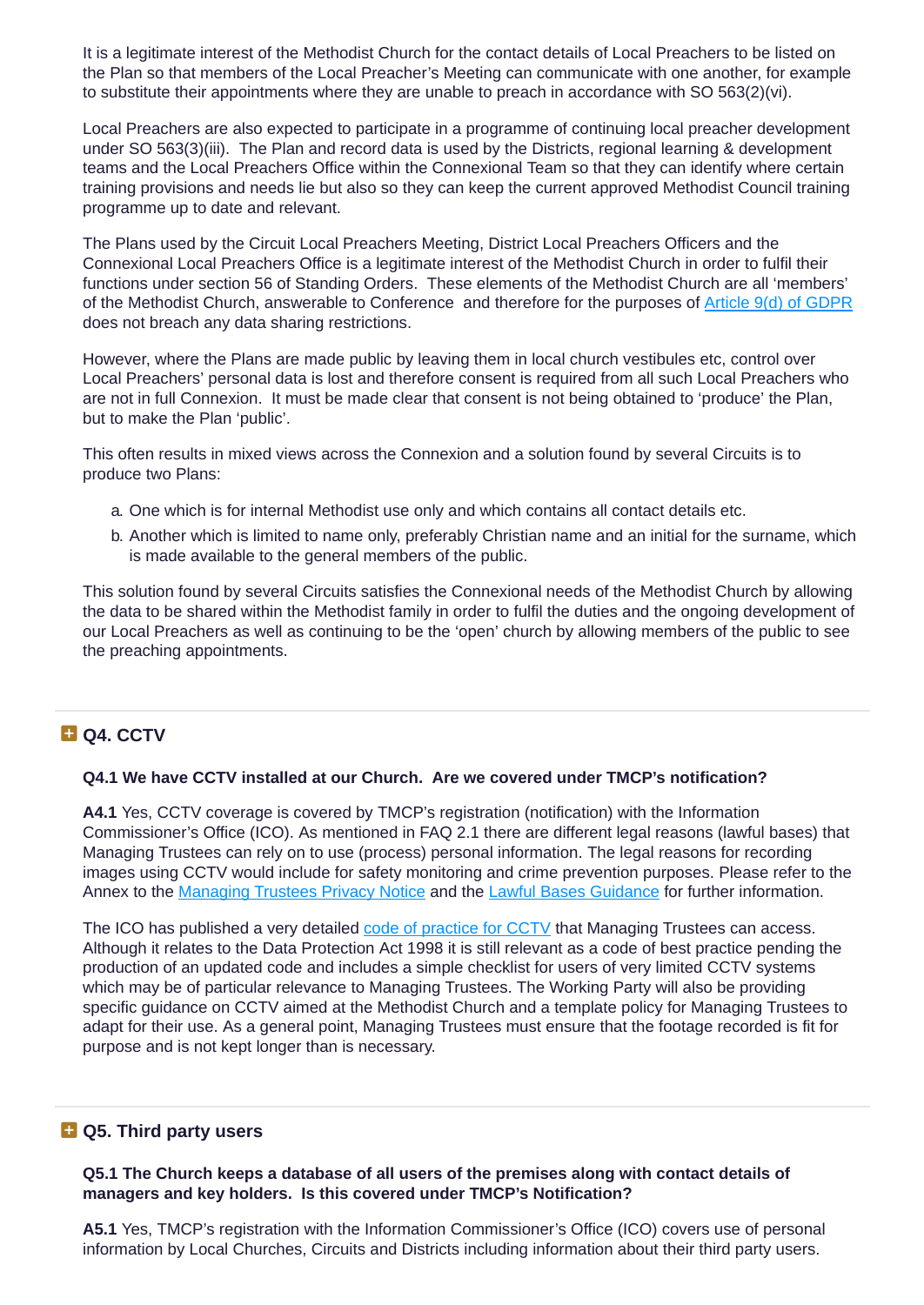It is a legitimate interest of the Methodist Church for the contact details of Local Preachers to be listed on the Plan so that members of the Local Preacher's Meeting can communicate with one another, for example to substitute their appointments where they are unable to preach in accordance with SO 563(2)(vi).

Local Preachers are also expected to participate in a programme of continuing local preacher development under SO 563(3)(iii). The Plan and record data is used by the Districts, regional learning & development teams and the Local Preachers Office within the Connexional Team so that they can identify where certain training provisions and needs lie but also so they can keep the current approved Methodist Council training programme up to date and relevant.

The Plans used by the Circuit Local Preachers Meeting, District Local Preachers Officers and the Connexional Local Preachers Office is a legitimate interest of the Methodist Church in order to fulfil their functions under section 56 of Standing Orders. These elements of the Methodist Church are all 'members' of the Methodist Church, answerable to Conference and therefore for the purposes of Article 9(d) of GDPR does not breach any data sharing restrictions.

However, where the Plans are made public by leaving them in local church vestibules etc, control over Local Preachers' personal data is lost and therefore consent is required from all such Local Preachers who are not in full Connexion. It must be made clear that consent is not being obtained to 'produce' the Plan, but to make the Plan 'public'.

This often results in mixed views across the Connexion and a solution found by several Circuits is to produce two Plans:

a. One which is for internal Methodist use only and which contains all contact details etc.
b. Another which is limited to name only, preferably Christian name and an initial for the surname, which is made available to the general members of the public.

This solution found by several Circuits satisfies the Connexional needs of the Methodist Church by allowing the data to be shared within the Methodist family in order to fulfil the duties and the ongoing development of our Local Preachers as well as continuing to be the 'open' church by allowing members of the public to see the preaching appointments.

## Q4. CCTV

**Q4.1 We have CCTV installed at our Church. Are we covered under TMCP's notification?**

**A4.1** Yes, CCTV coverage is covered by TMCP's registration (notification) with the Information Commissioner's Office (ICO). As mentioned in FAQ 2.1 there are different legal reasons (lawful bases) that Managing Trustees can rely on to use (process) personal information. The legal reasons for recording images using CCTV would include for safety monitoring and crime prevention purposes. Please refer to the Annex to the Managing Trustees Privacy Notice and the Lawful Bases Guidance for further information.

The ICO has published a very detailed code of practice for CCTV that Managing Trustees can access. Although it relates to the Data Protection Act 1998 it is still relevant as a code of best practice pending the production of an updated code and includes a simple checklist for users of very limited CCTV systems which may be of particular relevance to Managing Trustees. The Working Party will also be providing specific guidance on CCTV aimed at the Methodist Church and a template policy for Managing Trustees to adapt for their use. As a general point, Managing Trustees must ensure that the footage recorded is fit for purpose and is not kept longer than is necessary.

## Q5. Third party users

**Q5.1 The Church keeps a database of all users of the premises along with contact details of managers and key holders. Is this covered under TMCP's Notification?**

**A5.1** Yes, TMCP's registration with the Information Commissioner's Office (ICO) covers use of personal information by Local Churches, Circuits and Districts including information about their third party users.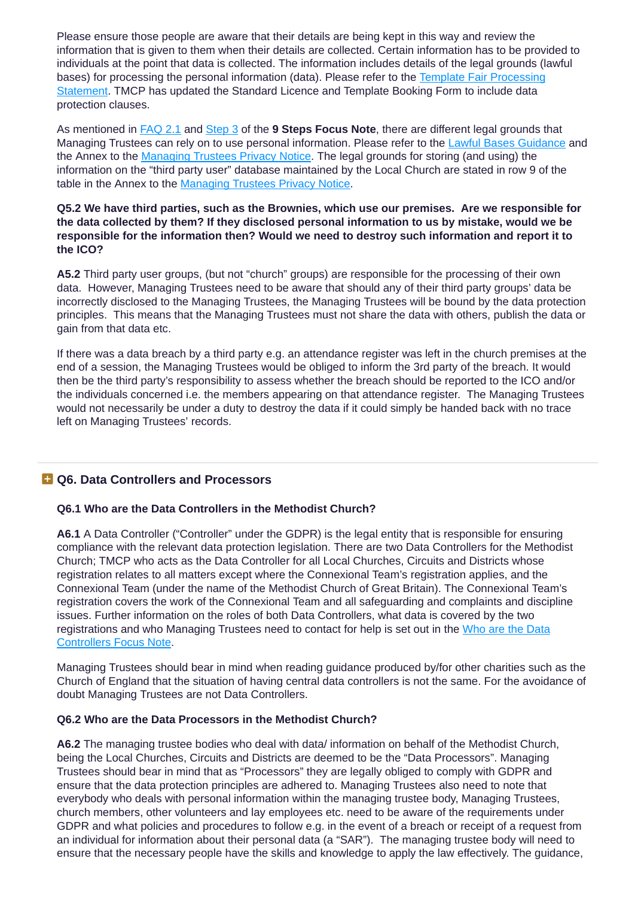Please ensure those people are aware that their details are being kept in this way and review the information that is given to them when their details are collected. Certain information has to be provided to individuals at the point that data is collected. The information includes details of the legal grounds (lawful bases) for processing the personal information (data). Please refer to the Template Fair Processing Statement. TMCP has updated the Standard Licence and Template Booking Form to include data protection clauses.

As mentioned in FAQ 2.1 and Step 3 of the **9 Steps Focus Note**, there are different legal grounds that Managing Trustees can rely on to use personal information. Please refer to the Lawful Bases Guidance and the Annex to the Managing Trustees Privacy Notice. The legal grounds for storing (and using) the information on the "third party user" database maintained by the Local Church are stated in row 9 of the table in the Annex to the Managing Trustees Privacy Notice.

**Q5.2 We have third parties, such as the Brownies, which use our premises. Are we responsible for the data collected by them? If they disclosed personal information to us by mistake, would we be responsible for the information then? Would we need to destroy such information and report it to the ICO?**

**A5.2** Third party user groups, (but not "church" groups) are responsible for the processing of their own data. However, Managing Trustees need to be aware that should any of their third party groups' data be incorrectly disclosed to the Managing Trustees, the Managing Trustees will be bound by the data protection principles. This means that the Managing Trustees must not share the data with others, publish the data or gain from that data etc.

If there was a data breach by a third party e.g. an attendance register was left in the church premises at the end of a session, the Managing Trustees would be obliged to inform the 3rd party of the breach. It would then be the third party's responsibility to assess whether the breach should be reported to the ICO and/or the individuals concerned i.e. the members appearing on that attendance register. The Managing Trustees would not necessarily be under a duty to destroy the data if it could simply be handed back with no trace left on Managing Trustees' records.

## Q6. Data Controllers and Processors

**Q6.1 Who are the Data Controllers in the Methodist Church?**

**A6.1** A Data Controller ("Controller" under the GDPR) is the legal entity that is responsible for ensuring compliance with the relevant data protection legislation. There are two Data Controllers for the Methodist Church; TMCP who acts as the Data Controller for all Local Churches, Circuits and Districts whose registration relates to all matters except where the Connexional Team's registration applies, and the Connexional Team (under the name of the Methodist Church of Great Britain). The Connexional Team's registration covers the work of the Connexional Team and all safeguarding and complaints and discipline issues. Further information on the roles of both Data Controllers, what data is covered by the two registrations and who Managing Trustees need to contact for help is set out in the Who are the Data Controllers Focus Note.

Managing Trustees should bear in mind when reading guidance produced by/for other charities such as the Church of England that the situation of having central data controllers is not the same. For the avoidance of doubt Managing Trustees are not Data Controllers.

**Q6.2 Who are the Data Processors in the Methodist Church?**

**A6.2** The managing trustee bodies who deal with data/ information on behalf of the Methodist Church, being the Local Churches, Circuits and Districts are deemed to be the "Data Processors". Managing Trustees should bear in mind that as "Processors" they are legally obliged to comply with GDPR and ensure that the data protection principles are adhered to. Managing Trustees also need to note that everybody who deals with personal information within the managing trustee body, Managing Trustees, church members, other volunteers and lay employees etc. need to be aware of the requirements under GDPR and what policies and procedures to follow e.g. in the event of a breach or receipt of a request from an individual for information about their personal data (a "SAR"). The managing trustee body will need to ensure that the necessary people have the skills and knowledge to apply the law effectively. The guidance,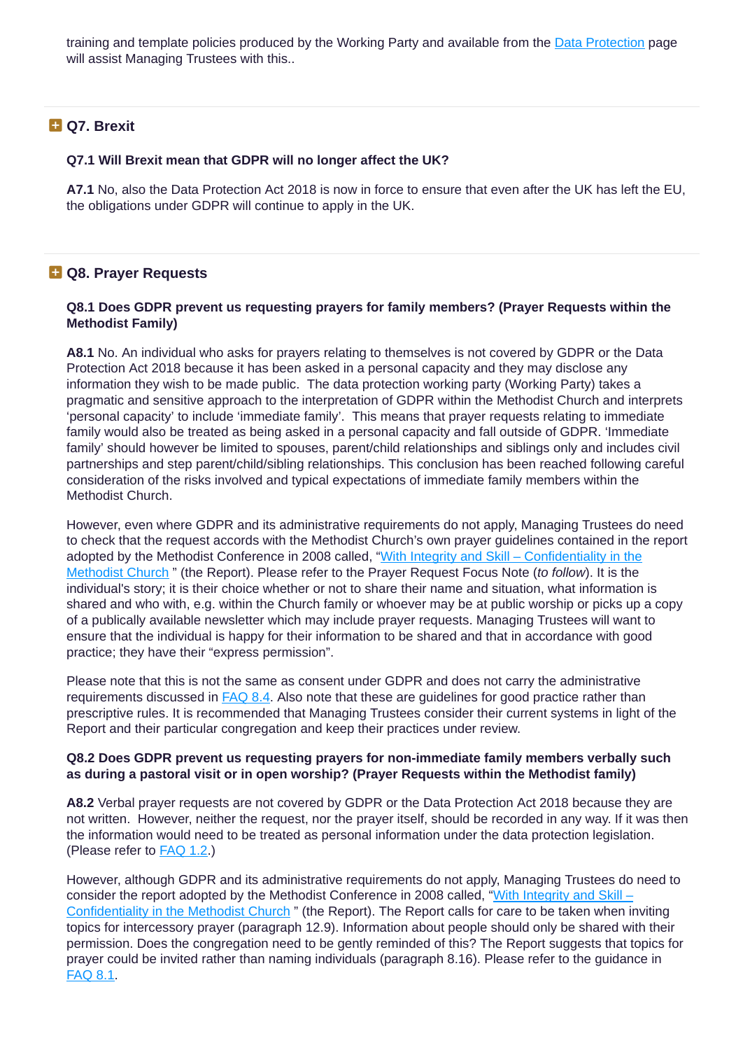training and template policies produced by the Working Party and available from the Data Protection page will assist Managing Trustees with this..

## Q7. Brexit

**Q7.1 Will Brexit mean that GDPR will no longer affect the UK?**

**A7.1** No, also the Data Protection Act 2018 is now in force to ensure that even after the UK has left the EU, the obligations under GDPR will continue to apply in the UK.

## Q8. Prayer Requests

**Q8.1 Does GDPR prevent us requesting prayers for family members? (Prayer Requests within the Methodist Family)**

**A8.1** No. An individual who asks for prayers relating to themselves is not covered by GDPR or the Data Protection Act 2018 because it has been asked in a personal capacity and they may disclose any information they wish to be made public. The data protection working party (Working Party) takes a pragmatic and sensitive approach to the interpretation of GDPR within the Methodist Church and interprets 'personal capacity' to include 'immediate family'. This means that prayer requests relating to immediate family would also be treated as being asked in a personal capacity and fall outside of GDPR. 'Immediate family' should however be limited to spouses, parent/child relationships and siblings only and includes civil partnerships and step parent/child/sibling relationships. This conclusion has been reached following careful consideration of the risks involved and typical expectations of immediate family members within the Methodist Church.

However, even where GDPR and its administrative requirements do not apply, Managing Trustees do need to check that the request accords with the Methodist Church's own prayer guidelines contained in the report adopted by the Methodist Conference in 2008 called, "With Integrity and Skill – Confidentiality in the Methodist Church " (the Report). Please refer to the Prayer Request Focus Note (*to follow*). It is the individual's story; it is their choice whether or not to share their name and situation, what information is shared and who with, e.g. within the Church family or whoever may be at public worship or picks up a copy of a publically available newsletter which may include prayer requests. Managing Trustees will want to ensure that the individual is happy for their information to be shared and that in accordance with good practice; they have their "express permission".

Please note that this is not the same as consent under GDPR and does not carry the administrative requirements discussed in FAQ 8.4. Also note that these are guidelines for good practice rather than prescriptive rules. It is recommended that Managing Trustees consider their current systems in light of the Report and their particular congregation and keep their practices under review.

**Q8.2 Does GDPR prevent us requesting prayers for non-immediate family members verbally such as during a pastoral visit or in open worship? (Prayer Requests within the Methodist family)**

**A8.2** Verbal prayer requests are not covered by GDPR or the Data Protection Act 2018 because they are not written. However, neither the request, nor the prayer itself, should be recorded in any way. If it was then the information would need to be treated as personal information under the data protection legislation. (Please refer to FAQ 1.2.)

However, although GDPR and its administrative requirements do not apply, Managing Trustees do need to consider the report adopted by the Methodist Conference in 2008 called, "With Integrity and Skill – Confidentiality in the Methodist Church " (the Report). The Report calls for care to be taken when inviting topics for intercessory prayer (paragraph 12.9). Information about people should only be shared with their permission. Does the congregation need to be gently reminded of this? The Report suggests that topics for prayer could be invited rather than naming individuals (paragraph 8.16). Please refer to the guidance in FAQ 8.1.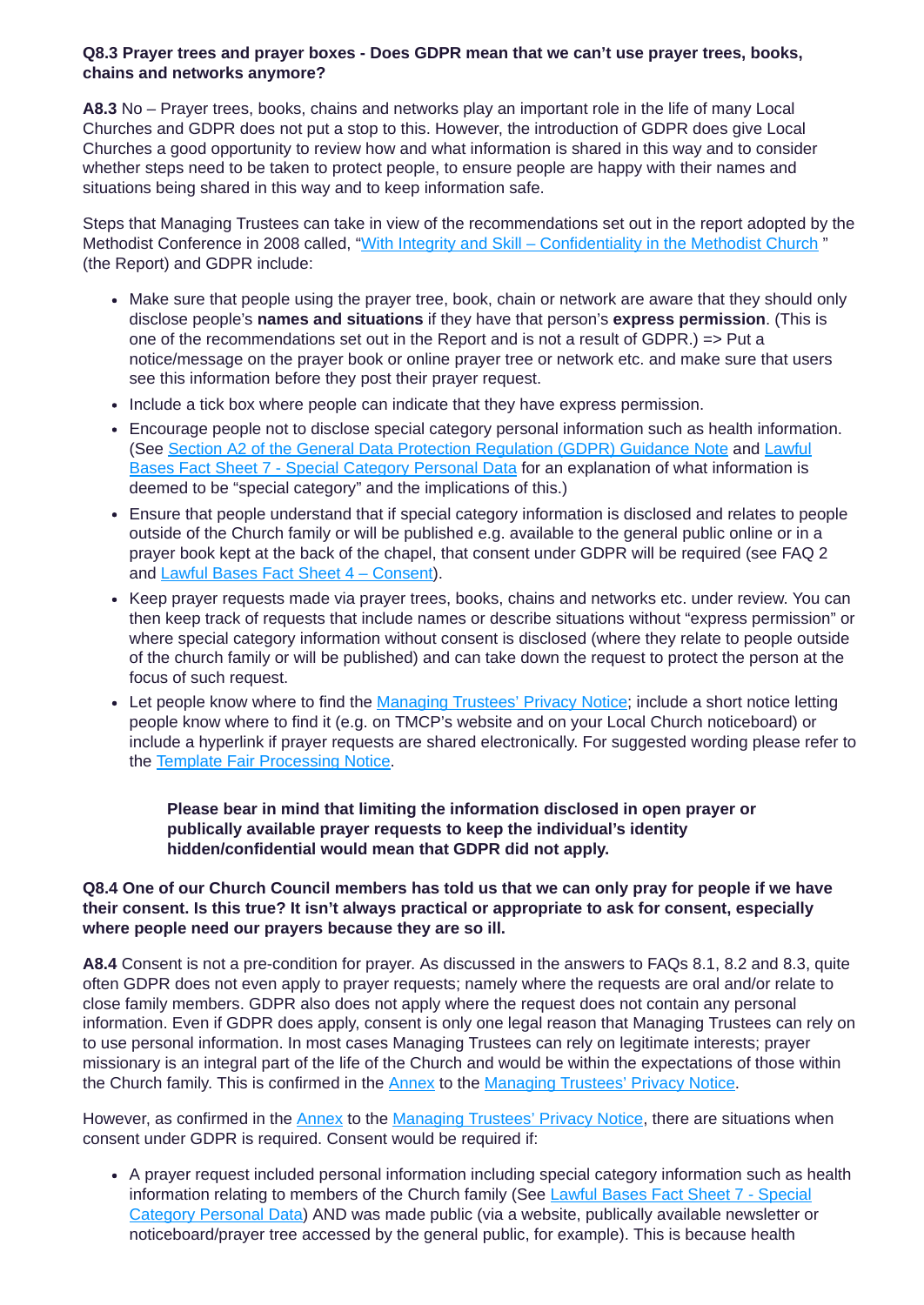**Q8.3 Prayer trees and prayer boxes - Does GDPR mean that we can't use prayer trees, books, chains and networks anymore?**

**A8.3** No – Prayer trees, books, chains and networks play an important role in the life of many Local Churches and GDPR does not put a stop to this. However, the introduction of GDPR does give Local Churches a good opportunity to review how and what information is shared in this way and to consider whether steps need to be taken to protect people, to ensure people are happy with their names and situations being shared in this way and to keep information safe.

Steps that Managing Trustees can take in view of the recommendations set out in the report adopted by the Methodist Conference in 2008 called, "[With Integrity and Skill – Confidentiality in the Methodist Church](#) " (the Report) and GDPR include:

- Make sure that people using the prayer tree, book, chain or network are aware that they should only disclose people's **names and situations** if they have that person's **express permission**. (This is one of the recommendations set out in the Report and is not a result of GDPR.) => Put a notice/message on the prayer book or online prayer tree or network etc. and make sure that users see this information before they post their prayer request.
- Include a tick box where people can indicate that they have express permission.
- Encourage people not to disclose special category personal information such as health information. (See [Section A2 of the General Data Protection Regulation (GDPR) Guidance Note](#) and [Lawful Bases Fact Sheet 7 - Special Category Personal Data](#) for an explanation of what information is deemed to be "special category" and the implications of this.)
- Ensure that people understand that if special category information is disclosed and relates to people outside of the Church family or will be published e.g. available to the general public online or in a prayer book kept at the back of the chapel, that consent under GDPR will be required (see FAQ 2 and [Lawful Bases Fact Sheet 4 – Consent](#)).
- Keep prayer requests made via prayer trees, books, chains and networks etc. under review. You can then keep track of requests that include names or describe situations without "express permission" or where special category information without consent is disclosed (where they relate to people outside of the church family or will be published) and can take down the request to protect the person at the focus of such request.
- Let people know where to find the [Managing Trustees' Privacy Notice](#); include a short notice letting people know where to find it (e.g. on TMCP's website and on your Local Church noticeboard) or include a hyperlink if prayer requests are shared electronically. For suggested wording please refer to the [Template Fair Processing Notice](#).

> **Please bear in mind that limiting the information disclosed in open prayer or publically available prayer requests to keep the individual's identity hidden/confidential would mean that GDPR did not apply.**

**Q8.4 One of our Church Council members has told us that we can only pray for people if we have their consent. Is this true? It isn't always practical or appropriate to ask for consent, especially where people need our prayers because they are so ill.**

**A8.4** Consent is not a pre-condition for prayer. As discussed in the answers to FAQs 8.1, 8.2 and 8.3, quite often GDPR does not even apply to prayer requests; namely where the requests are oral and/or relate to close family members. GDPR also does not apply where the request does not contain any personal information. Even if GDPR does apply, consent is only one legal reason that Managing Trustees can rely on to use personal information. In most cases Managing Trustees can rely on legitimate interests; prayer missionary is an integral part of the life of the Church and would be within the expectations of those within the Church family. This is confirmed in the [Annex](#) to the [Managing Trustees' Privacy Notice](#).

However, as confirmed in the [Annex](#) to the [Managing Trustees' Privacy Notice](#), there are situations when consent under GDPR is required. Consent would be required if:

- A prayer request included personal information including special category information such as health information relating to members of the Church family (See [Lawful Bases Fact Sheet 7 - Special Category Personal Data](#)) AND was made public (via a website, publically available newsletter or noticeboard/prayer tree accessed by the general public, for example). This is because health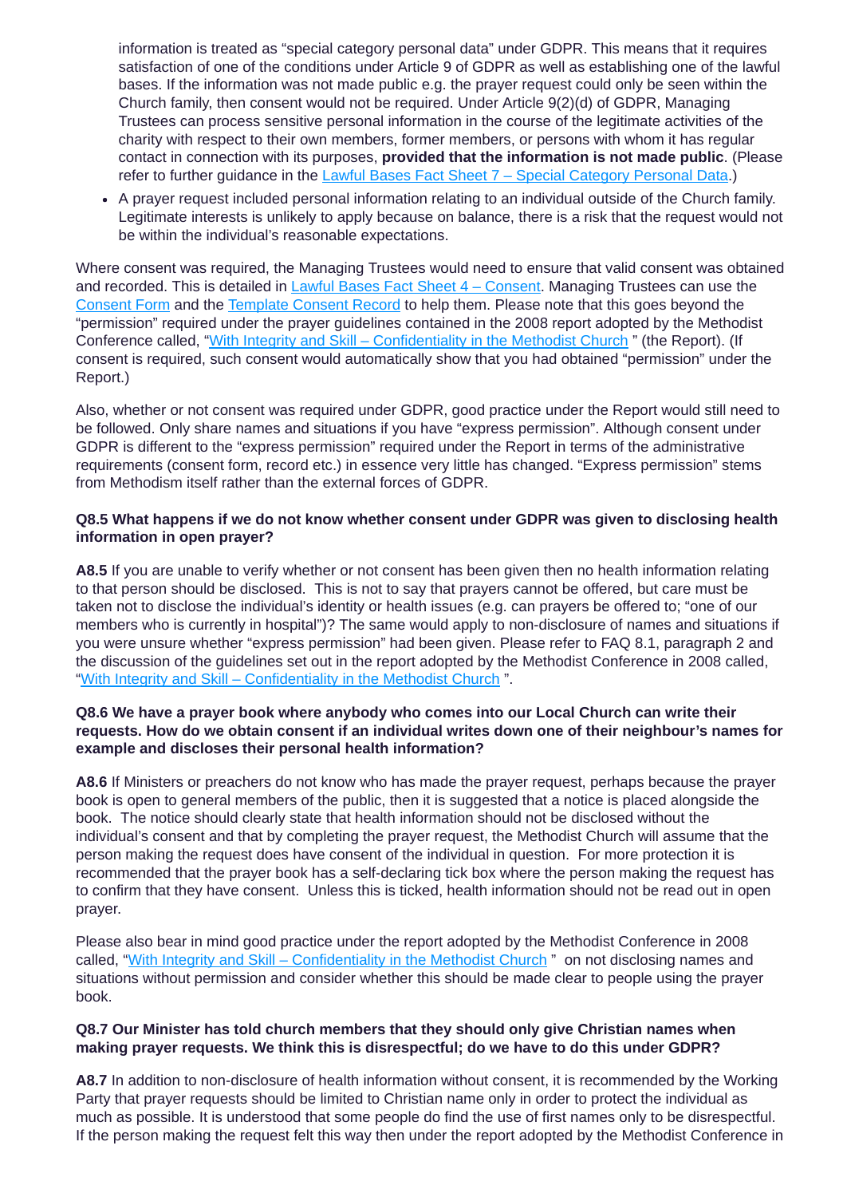information is treated as "special category personal data" under GDPR. This means that it requires satisfaction of one of the conditions under Article 9 of GDPR as well as establishing one of the lawful bases. If the information was not made public e.g. the prayer request could only be seen within the Church family, then consent would not be required. Under Article 9(2)(d) of GDPR, Managing Trustees can process sensitive personal information in the course of the legitimate activities of the charity with respect to their own members, former members, or persons with whom it has regular contact in connection with its purposes, **provided that the information is not made public**. (Please refer to further guidance in the Lawful Bases Fact Sheet 7 – Special Category Personal Data.)

- A prayer request included personal information relating to an individual outside of the Church family. Legitimate interests is unlikely to apply because on balance, there is a risk that the request would not be within the individual's reasonable expectations.

Where consent was required, the Managing Trustees would need to ensure that valid consent was obtained and recorded. This is detailed in Lawful Bases Fact Sheet 4 – Consent. Managing Trustees can use the Consent Form and the Template Consent Record to help them. Please note that this goes beyond the "permission" required under the prayer guidelines contained in the 2008 report adopted by the Methodist Conference called, "With Integrity and Skill – Confidentiality in the Methodist Church " (the Report). (If consent is required, such consent would automatically show that you had obtained "permission" under the Report.)

Also, whether or not consent was required under GDPR, good practice under the Report would still need to be followed. Only share names and situations if you have "express permission". Although consent under GDPR is different to the "express permission" required under the Report in terms of the administrative requirements (consent form, consent record etc.) in essence very little has changed. "Express permission" stems from Methodism itself rather than the external forces of GDPR.

**Q8.5 What happens if we do not know whether consent under GDPR was given to disclosing health information in open prayer?**

**A8.5** If you are unable to verify whether or not consent has been given then no health information relating to that person should be disclosed. This is not to say that prayers cannot be offered, but care must be taken not to disclose the individual's identity or health issues (e.g. can prayers be offered to; "one of our members who is currently in hospital")? The same would apply to non-disclosure of names and situations if you were unsure whether "express permission" had been given. Please refer to FAQ 8.1, paragraph 2 and the discussion of the guidelines set out in the report adopted by the Methodist Conference in 2008 called, "With Integrity and Skill – Confidentiality in the Methodist Church ".

**Q8.6 We have a prayer book where anybody who comes into our Local Church can write their requests. How do we obtain consent if an individual writes down one of their neighbour's names for example and discloses their personal health information?**

**A8.6** If Ministers or preachers do not know who has made the prayer request, perhaps because the prayer book is open to general members of the public, then it is suggested that a notice is placed alongside the book. The notice should clearly state that health information should not be disclosed without the individual's consent and that by completing the prayer request, the Methodist Church will assume that the person making the request does have consent of the individual in question. For more protection it is recommended that the prayer book has a self-declaring tick box where the person making the request has to confirm that they have consent. Unless this is ticked, health information should not be read out in open prayer.

Please also bear in mind good practice under the report adopted by the Methodist Conference in 2008 called, "With Integrity and Skill – Confidentiality in the Methodist Church " on not disclosing names and situations without permission and consider whether this should be made clear to people using the prayer book.

**Q8.7 Our Minister has told church members that they should only give Christian names when making prayer requests. We think this is disrespectful; do we have to do this under GDPR?**

**A8.7** In addition to non-disclosure of health information without consent, it is recommended by the Working Party that prayer requests should be limited to Christian name only in order to protect the individual as much as possible. It is understood that some people do find the use of first names only to be disrespectful. If the person making the request felt this way then under the report adopted by the Methodist Conference in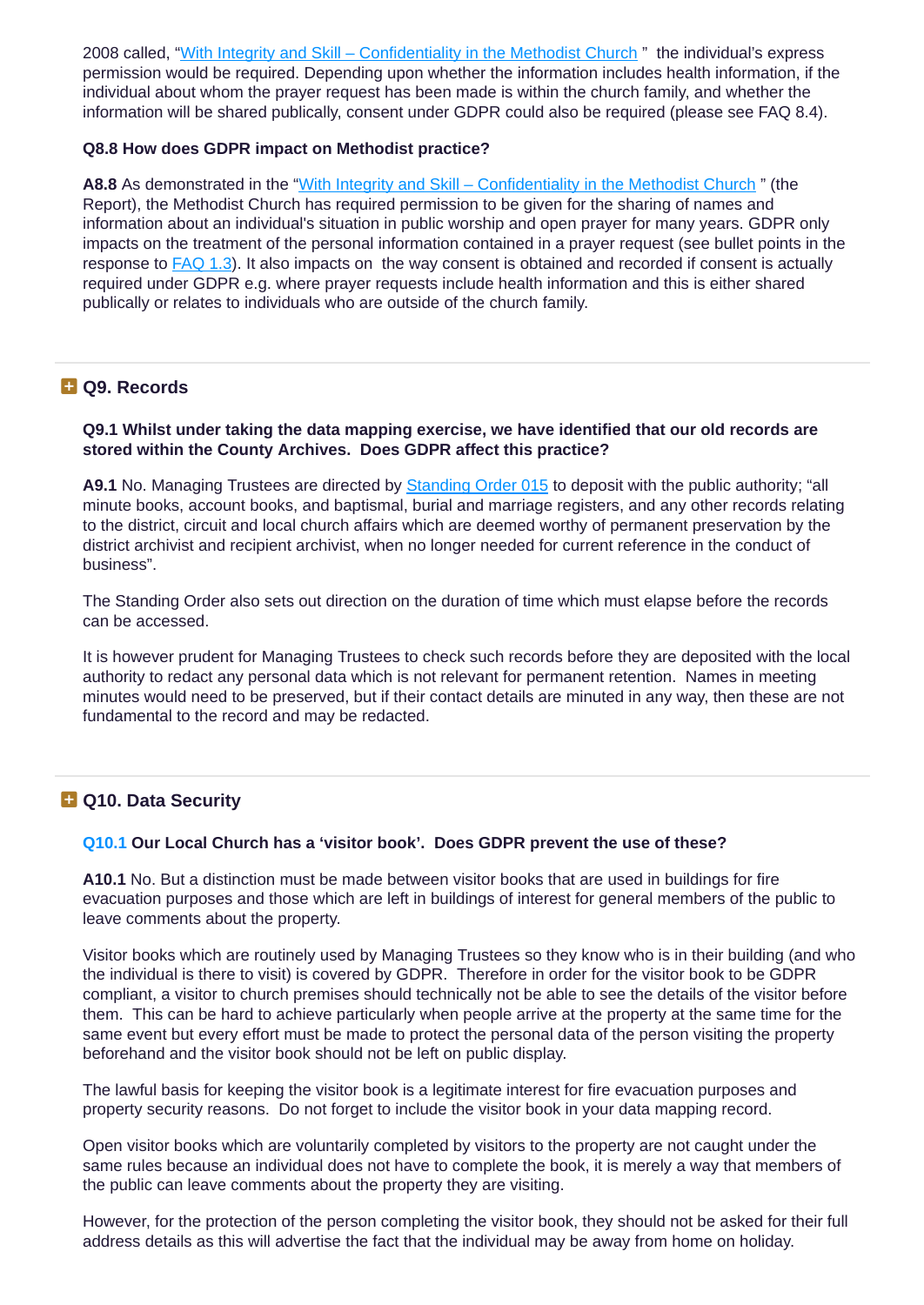2008 called, "[With Integrity and Skill – Confidentiality in the Methodist Church](#)" the individual's express permission would be required. Depending upon whether the information includes health information, if the individual about whom the prayer request has been made is within the church family, and whether the information will be shared publically, consent under GDPR could also be required (please see FAQ 8.4).

**Q8.8 How does GDPR impact on Methodist practice?**

**A8.8** As demonstrated in the "[With Integrity and Skill – Confidentiality in the Methodist Church](#)" (the Report), the Methodist Church has required permission to be given for the sharing of names and information about an individual's situation in public worship and open prayer for many years. GDPR only impacts on the treatment of the personal information contained in a prayer request (see bullet points in the response to [FAQ 1.3](#)). It also impacts on the way consent is obtained and recorded if consent is actually required under GDPR e.g. where prayer requests include health information and this is either shared publically or relates to individuals who are outside of the church family.

## Q9. Records

**Q9.1 Whilst under taking the data mapping exercise, we have identified that our old records are stored within the County Archives. Does GDPR affect this practice?**

**A9.1** No. Managing Trustees are directed by [Standing Order 015](#) to deposit with the public authority; "all minute books, account books, and baptismal, burial and marriage registers, and any other records relating to the district, circuit and local church affairs which are deemed worthy of permanent preservation by the district archivist and recipient archivist, when no longer needed for current reference in the conduct of business".

The Standing Order also sets out direction on the duration of time which must elapse before the records can be accessed.

It is however prudent for Managing Trustees to check such records before they are deposited with the local authority to redact any personal data which is not relevant for permanent retention. Names in meeting minutes would need to be preserved, but if their contact details are minuted in any way, then these are not fundamental to the record and may be redacted.

## Q10. Data Security

**Q10.1 Our Local Church has a 'visitor book'. Does GDPR prevent the use of these?**

**A10.1** No. But a distinction must be made between visitor books that are used in buildings for fire evacuation purposes and those which are left in buildings of interest for general members of the public to leave comments about the property.

Visitor books which are routinely used by Managing Trustees so they know who is in their building (and who the individual is there to visit) is covered by GDPR. Therefore in order for the visitor book to be GDPR compliant, a visitor to church premises should technically not be able to see the details of the visitor before them. This can be hard to achieve particularly when people arrive at the property at the same time for the same event but every effort must be made to protect the personal data of the person visiting the property beforehand and the visitor book should not be left on public display.

The lawful basis for keeping the visitor book is a legitimate interest for fire evacuation purposes and property security reasons. Do not forget to include the visitor book in your data mapping record.

Open visitor books which are voluntarily completed by visitors to the property are not caught under the same rules because an individual does not have to complete the book, it is merely a way that members of the public can leave comments about the property they are visiting.

However, for the protection of the person completing the visitor book, they should not be asked for their full address details as this will advertise the fact that the individual may be away from home on holiday.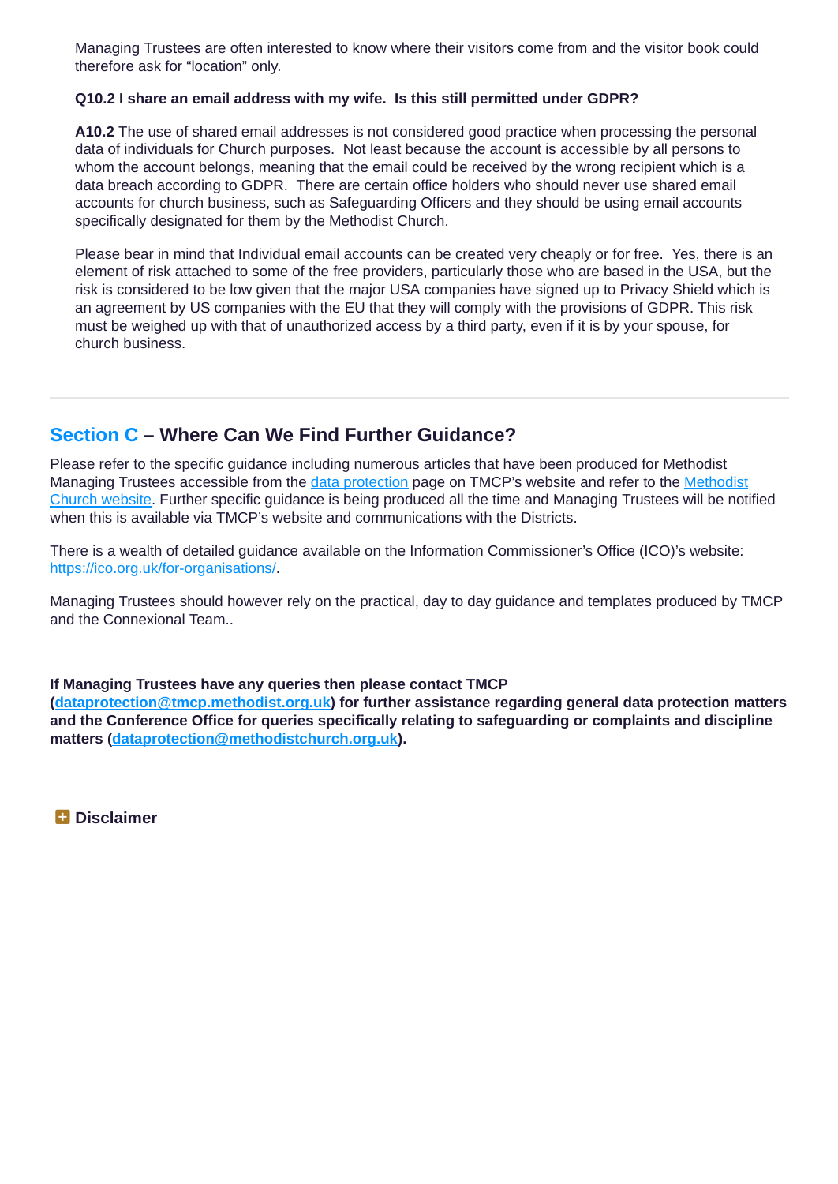Managing Trustees are often interested to know where their visitors come from and the visitor book could therefore ask for "location" only.

**Q10.2 I share an email address with my wife. Is this still permitted under GDPR?**

**A10.2** The use of shared email addresses is not considered good practice when processing the personal data of individuals for Church purposes. Not least because the account is accessible by all persons to whom the account belongs, meaning that the email could be received by the wrong recipient which is a data breach according to GDPR. There are certain office holders who should never use shared email accounts for church business, such as Safeguarding Officers and they should be using email accounts specifically designated for them by the Methodist Church.

Please bear in mind that Individual email accounts can be created very cheaply or for free. Yes, there is an element of risk attached to some of the free providers, particularly those who are based in the USA, but the risk is considered to be low given that the major USA companies have signed up to Privacy Shield which is an agreement by US companies with the EU that they will comply with the provisions of GDPR. This risk must be weighed up with that of unauthorized access by a third party, even if it is by your spouse, for church business.

---

## Section C – Where Can We Find Further Guidance?

Please refer to the specific guidance including numerous articles that have been produced for Methodist Managing Trustees accessible from the data protection page on TMCP's website and refer to the Methodist Church website. Further specific guidance is being produced all the time and Managing Trustees will be notified when this is available via TMCP's website and communications with the Districts.

There is a wealth of detailed guidance available on the Information Commissioner's Office (ICO)'s website: https://ico.org.uk/for-organisations/.

Managing Trustees should however rely on the practical, day to day guidance and templates produced by TMCP and the Connexional Team..

**If Managing Trustees have any queries then please contact TMCP (dataprotection@tmcp.methodist.org.uk) for further assistance regarding general data protection matters and the Conference Office for queries specifically relating to safeguarding or complaints and discipline matters (dataprotection@methodistchurch.org.uk).**

---

**Disclaimer**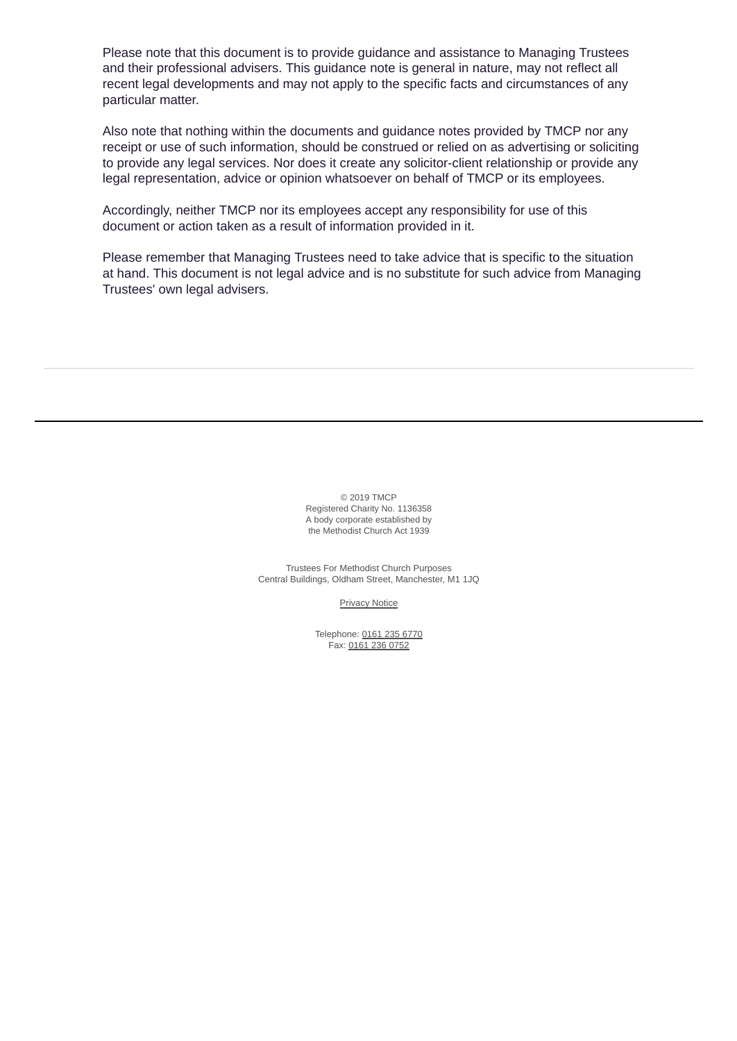Please note that this document is to provide guidance and assistance to Managing Trustees and their professional advisers. This guidance note is general in nature, may not reflect all recent legal developments and may not apply to the specific facts and circumstances of any particular matter.

Also note that nothing within the documents and guidance notes provided by TMCP nor any receipt or use of such information, should be construed or relied on as advertising or soliciting to provide any legal services. Nor does it create any solicitor-client relationship or provide any legal representation, advice or opinion whatsoever on behalf of TMCP or its employees.

Accordingly, neither TMCP nor its employees accept any responsibility for use of this document or action taken as a result of information provided in it.

Please remember that Managing Trustees need to take advice that is specific to the situation at hand. This document is not legal advice and is no substitute for such advice from Managing Trustees' own legal advisers.

---

© 2019 TMCP
Registered Charity No. 1136358
A body corporate established by
the Methodist Church Act 1939

Trustees For Methodist Church Purposes
Central Buildings, Oldham Street, Manchester, M1 1JQ

Privacy Notice

Telephone: 0161 235 6770
Fax: 0161 236 0752